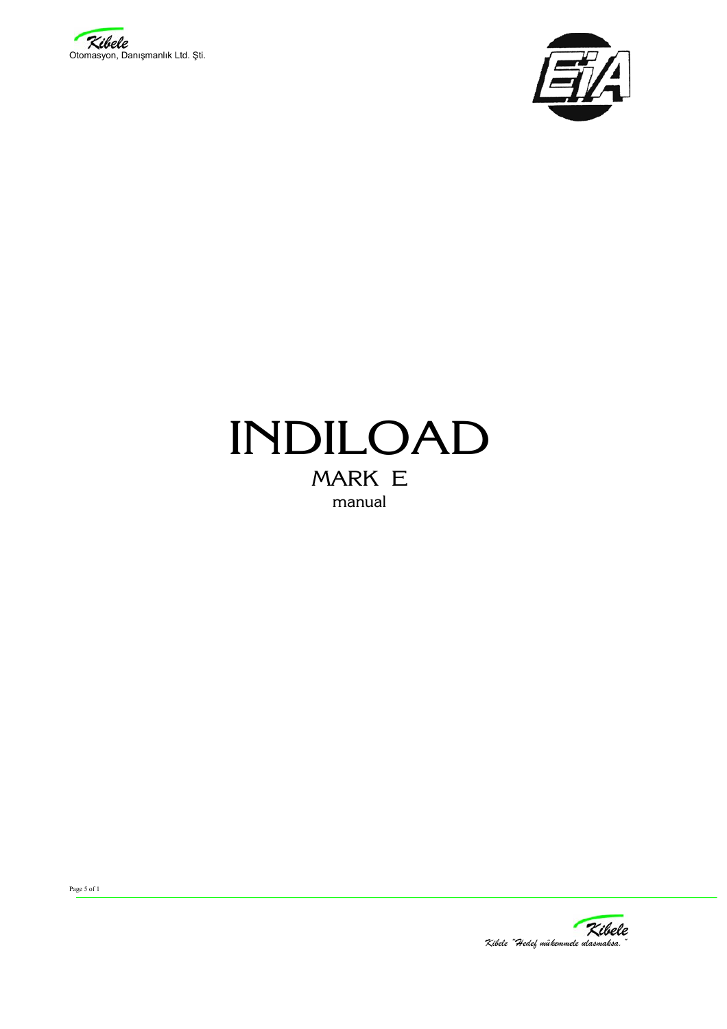# INDILOAD

## MARK E

manual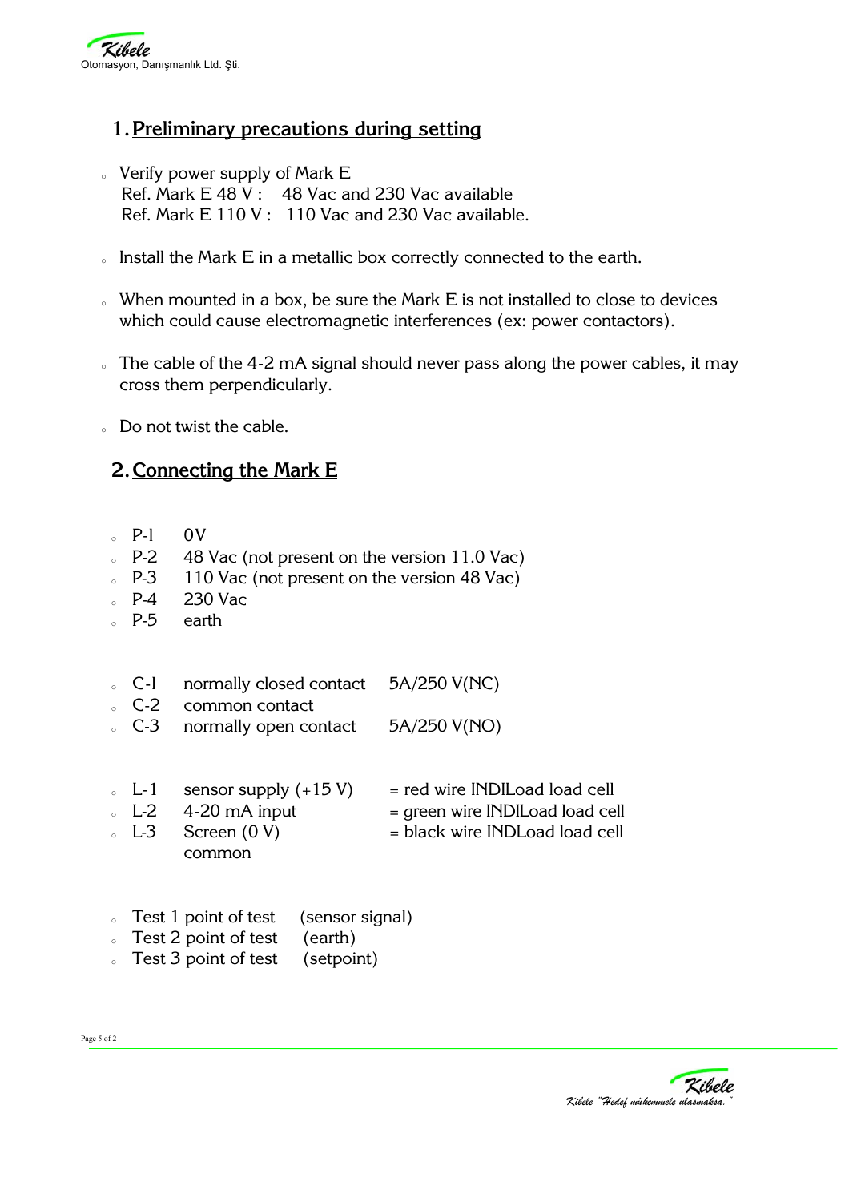## 1. Preliminary precautions during setting

- Verify power supply of Mark E
  Ref. Mark E 48 V : 48 Vac and 230 Vac available
  Ref. Mark E 110 V : 110 Vac and 230 Vac available.
- Install the Mark E in a metallic box correctly connected to the earth.
- When mounted in a box, be sure the Mark E is not installed to close to devices which could cause electromagnetic interferences (ex: power contactors).
- The cable of the 4-2 mA signal should never pass along the power cables, it may cross them perpendicularly.
- Do not twist the cable.

## 2. Connecting the Mark E

- P-1 0V
- P-2 48 Vac (not present on the version 11.0 Vac)
- P-3 110 Vac (not present on the version 48 Vac)
- P-4 230 Vac
- P-5 earth

- C-1 normally closed contact 5A/250 V(NC)
- C-2 common contact
- C-3 normally open contact 5A/250 V(NO)

- L-1 sensor supply (+15 V) = red wire INDILoad load cell
- L-2 4-20 mA input = green wire INDILoad load cell
- L-3 Screen (0 V) common = black wire INDLoad load cell

- Test 1 point of test (sensor signal)
- Test 2 point of test (earth)
- Test 3 point of test (setpoint)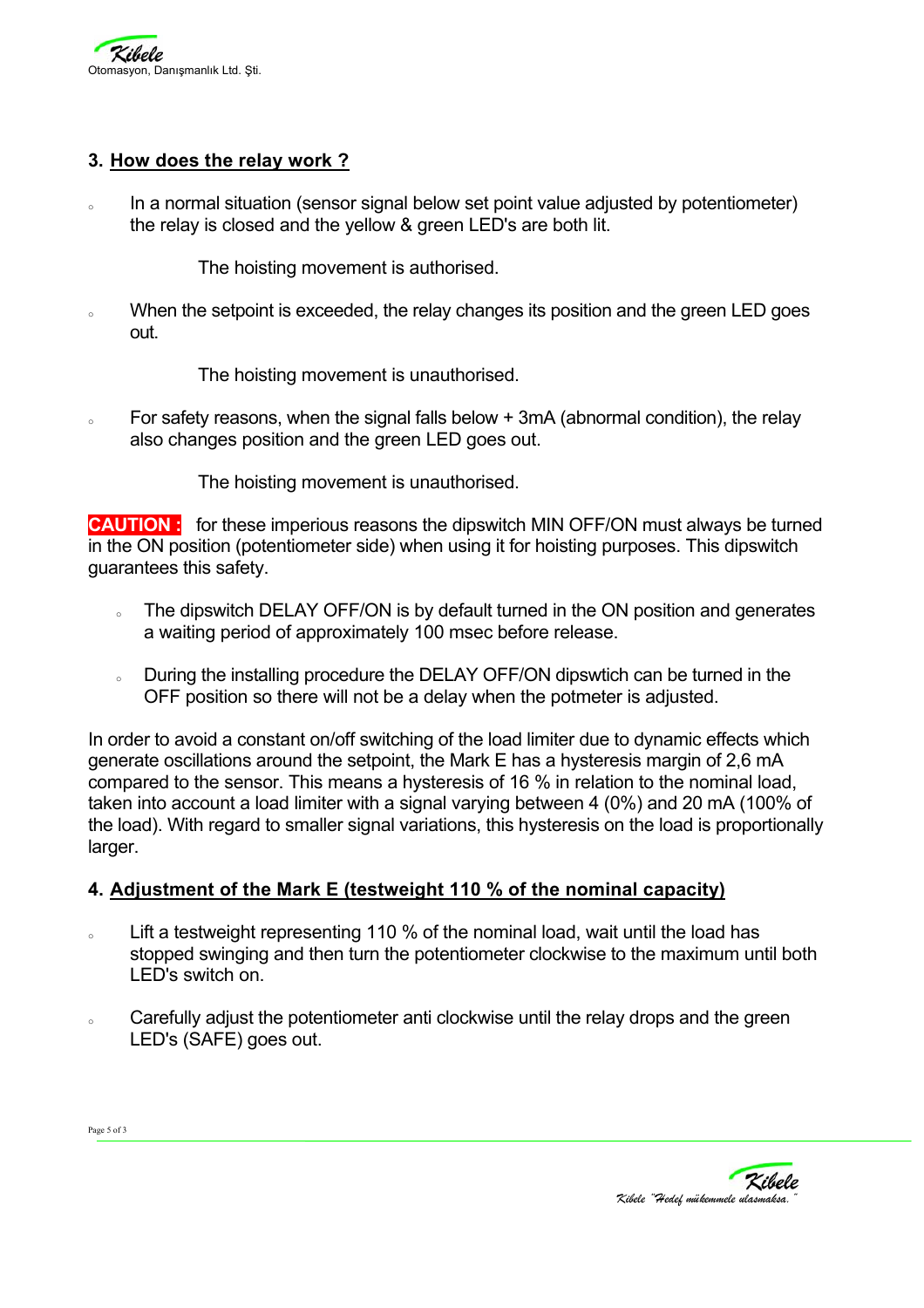## 3. How does the relay work ?

- In a normal situation (sensor signal below set point value adjusted by potentiometer) the relay is closed and the yellow & green LED's are both lit.

  The hoisting movement is authorised.

- When the setpoint is exceeded, the relay changes its position and the green LED goes out.

  The hoisting movement is unauthorised.

- For safety reasons, when the signal falls below + 3mA (abnormal condition), the relay also changes position and the green LED goes out.

  The hoisting movement is unauthorised.

**CAUTION :** for these imperious reasons the dipswitch MIN OFF/ON must always be turned in the ON position (potentiometer side) when using it for hoisting purposes. This dipswitch guarantees this safety.

- The dipswitch DELAY OFF/ON is by default turned in the ON position and generates a waiting period of approximately 100 msec before release.
- During the installing procedure the DELAY OFF/ON dipswtich can be turned in the OFF position so there will not be a delay when the potmeter is adjusted.

In order to avoid a constant on/off switching of the load limiter due to dynamic effects which generate oscillations around the setpoint, the Mark E has a hysteresis margin of 2,6 mA compared to the sensor. This means a hysteresis of 16 % in relation to the nominal load, taken into account a load limiter with a signal varying between 4 (0%) and 20 mA (100% of the load). With regard to smaller signal variations, this hysteresis on the load is proportionally larger.

## 4. Adjustment of the Mark E (testweight 110 % of the nominal capacity)

- Lift a testweight representing 110 % of the nominal load, wait until the load has stopped swinging and then turn the potentiometer clockwise to the maximum until both LED's switch on.
- Carefully adjust the potentiometer anti clockwise until the relay drops and the green LED's (SAFE) goes out.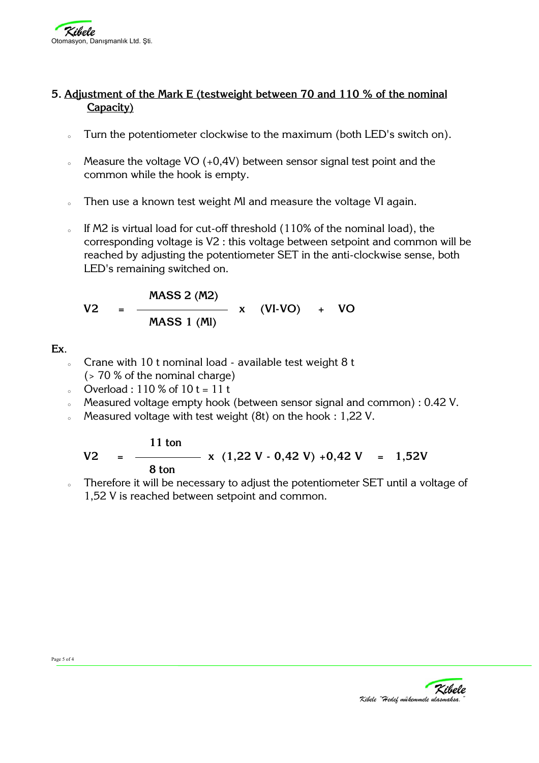## 5. Adjustment of the Mark E (testweight between 70 and 110 % of the nominal Capacity)

- Turn the potentiometer clockwise to the maximum (both LED's switch on).
- Measure the voltage VO (+0,4V) between sensor signal test point and the common while the hook is empty.
- Then use a known test weight Ml and measure the voltage VI again.
- If M2 is virtual load for cut-off threshold (110% of the nominal load), the corresponding voltage is V2 : this voltage between setpoint and common will be reached by adjusting the potentiometer SET in the anti-clockwise sense, both LED's remaining switched on.

$$V2 = \frac{\text{MASS 2 (M2)}}{\text{MASS 1 (Ml)}} \times (VI - VO) + VO$$

**Ex.**

- Crane with 10 t nominal load - available test weight 8 t (> 70 % of the nominal charge)
- Overload : 110 % of 10 t = 11 t
- Measured voltage empty hook (between sensor signal and common) : 0.42 V.
- Measured voltage with test weight (8t) on the hook : 1,22 V.

$$V2 = \frac{\text{11 ton}}{\text{8 ton}} \times (1{,}22\text{ V} - 0{,}42\text{ V}) + 0{,}42\text{ V} = 1{,}52\text{V}$$

- Therefore it will be necessary to adjust the potentiometer SET until a voltage of 1,52 V is reached between setpoint and common.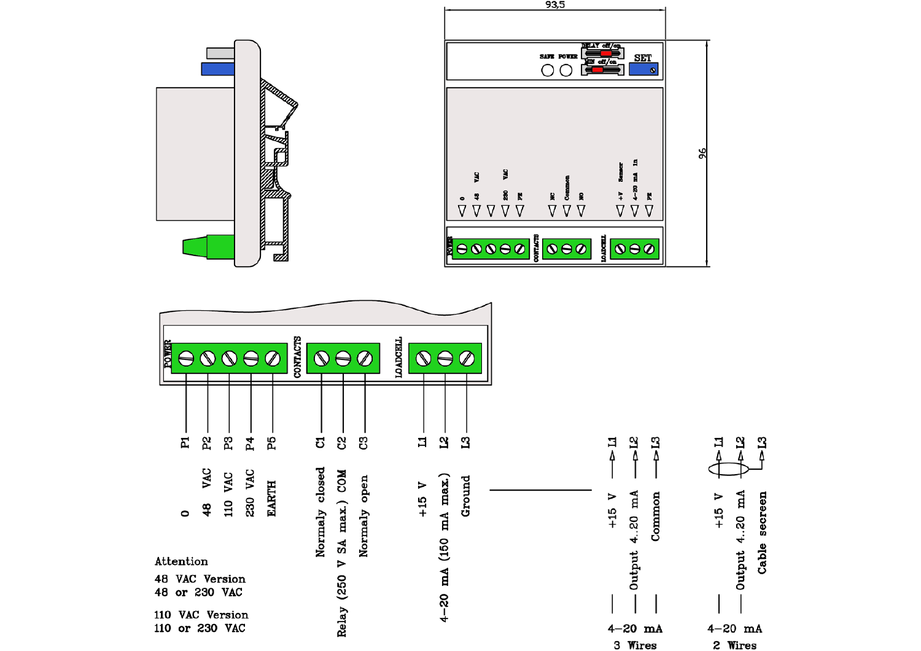93,5

96

SAFE POWER

DELAY off/on

MIN off/on

SET

0 48 VAC 230 VAC PE

NC Common NO

+V Sensor 4-20 mA in PE

POWER CONTACTS LOADCELL

POWER CONTACTS LOADCELL

P1 0

P2 48 VAC

P3 110 VAC

P4 230 VAC

P5 EARTH

C1 Normally closed

C2 Relay (250 V 5A max.) COM

C3 Normally open

L1 +15 V

L2 4-20 mA (150 mA max.)

L3 Ground

L1 +15 V

L2 Output 4..20 mA

L3 Common

4-20 mA 3 Wires

L1 +15 V

L2 Output 4..20 mA

L3 Cable secreen

4-20 mA 2 Wires

Attention

48 VAC Version
48 or 230 VAC

110 VAC Version
110 or 230 VAC